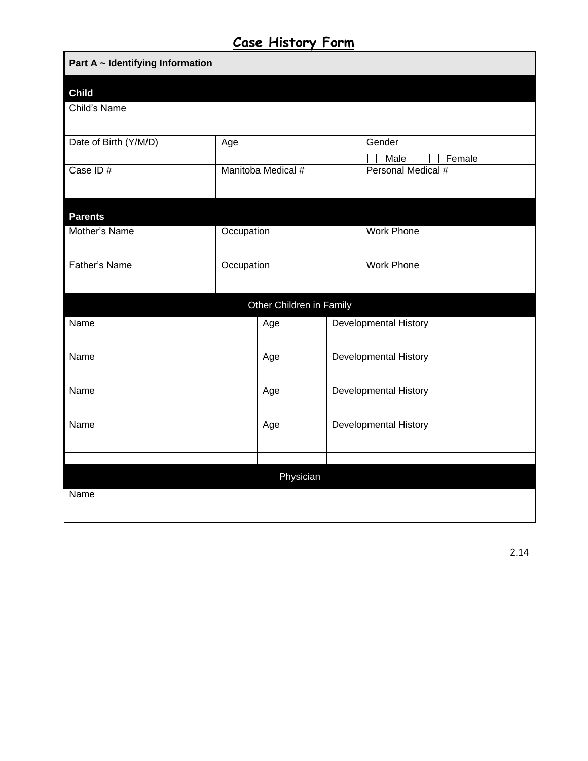# Case History Form

**Part A ~ Identifying Information**

**Child**

| Child's Name | | |
|---|---|---|
| Date of Birth (Y/M/D) | Age | Gender ☐ Male ☐ Female |
| Case ID # | Manitoba Medical # | Personal Medical # |

**Parents**

| Mother's Name | Occupation | Work Phone |
|---|---|---|
| Father's Name | Occupation | Work Phone |

**Other Children in Family**

| Name | Age | Developmental History |
|---|---|---|
| Name | Age | Developmental History |
| Name | Age | Developmental History |
| Name | Age | Developmental History |
| | | |

**Physician**

Name

2.14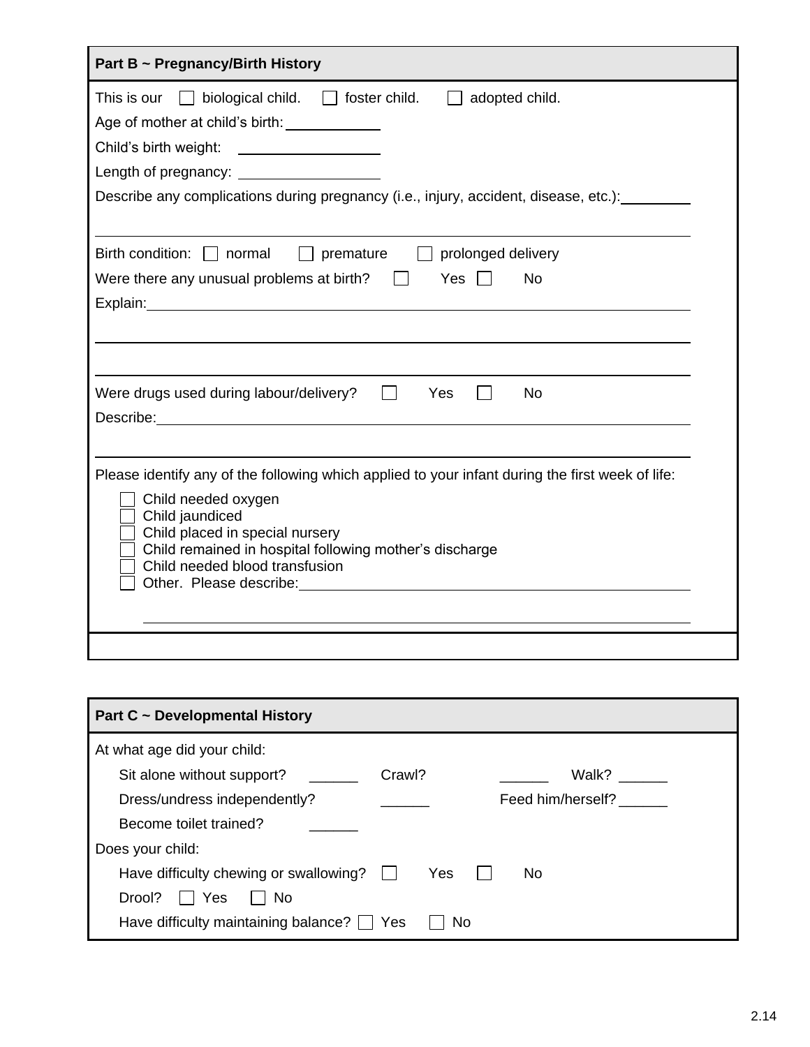## Part B ~ Pregnancy/Birth History

This is our ☐ biological child. ☐ foster child. ☐ adopted child.

Age of mother at child's birth: ___________

Child's birth weight: _______________

Length of pregnancy: _______________

Describe any complications during pregnancy (i.e., injury, accident, disease, etc.): ________

_______________________________________________________________

Birth condition: ☐ normal ☐ premature ☐ prolonged delivery

Were there any unusual problems at birth? ☐ Yes ☐ No

Explain: _______________________________________________________

_______________________________________________________________

_______________________________________________________________

Were drugs used during labour/delivery? ☐ Yes ☐ No

Describe: ______________________________________________________

_______________________________________________________________

Please identify any of the following which applied to your infant during the first week of life:

- ☐ Child needed oxygen
- ☐ Child jaundiced
- ☐ Child placed in special nursery
- ☐ Child remained in hospital following mother's discharge
- ☐ Child needed blood transfusion
- ☐ Other. Please describe: _________________________________________

_______________________________________________________________

## Part C ~ Developmental History

At what age did your child:

Sit alone without support? ______ Crawl? ______ Walk? ______

Dress/undress independently? ______ Feed him/herself? ______

Become toilet trained? ______

Does your child:

Have difficulty chewing or swallowing? ☐ Yes ☐ No

Drool? ☐ Yes ☐ No

Have difficulty maintaining balance? ☐ Yes ☐ No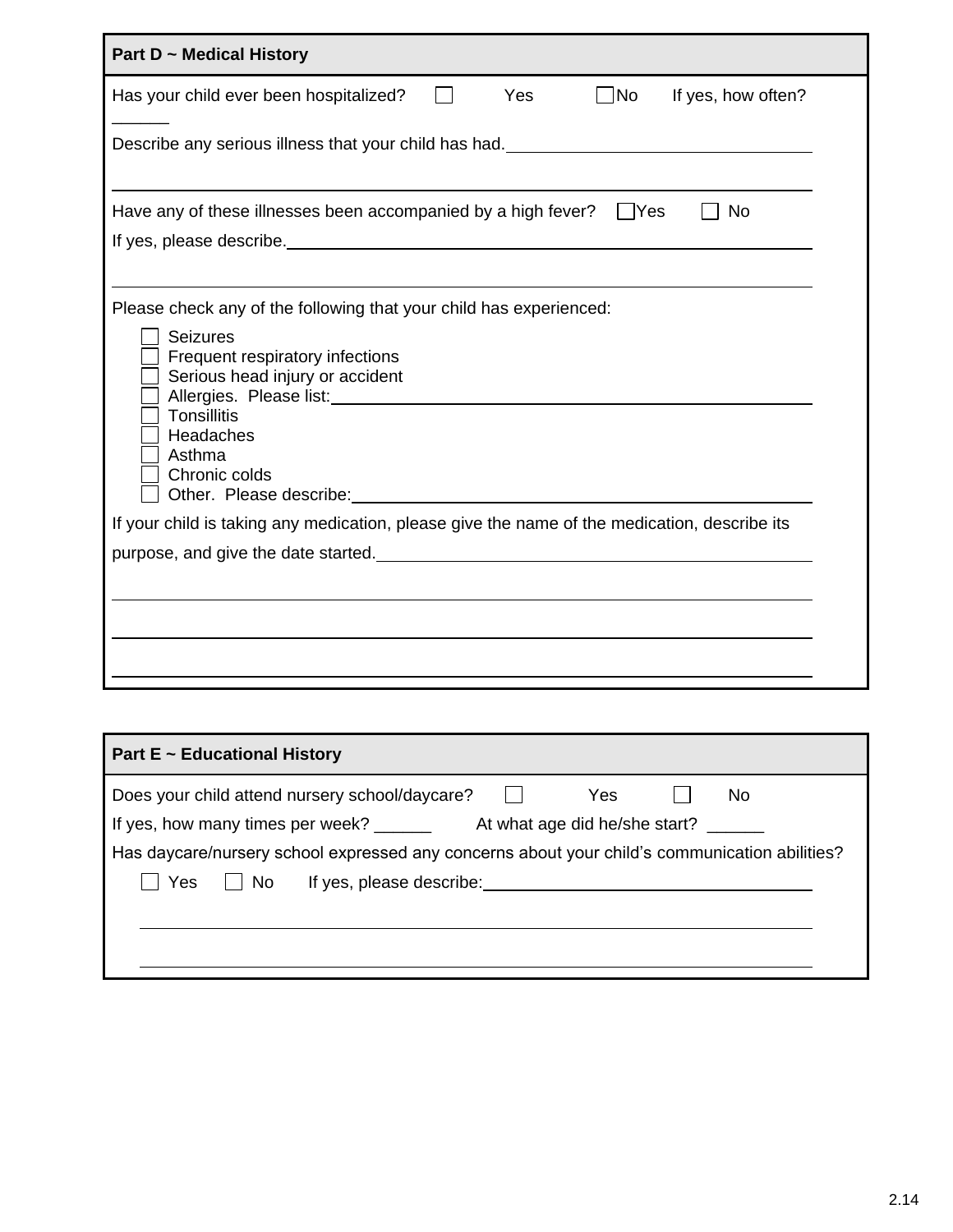## Part D ~ Medical History

Has your child ever been hospitalized? ☐ Yes ☐ No If yes, how often? ______

Describe any serious illness that your child has had. ________________________________

________________________________________________________________________

Have any of these illnesses been accompanied by a high fever? ☐ Yes ☐ No

If yes, please describe. ________________________________________________

________________________________________________________________________

Please check any of the following that your child has experienced:

- ☐ Seizures
- ☐ Frequent respiratory infections
- ☐ Serious head injury or accident
- ☐ Allergies. Please list: ________________________________________
- ☐ Tonsillitis
- ☐ Headaches
- ☐ Asthma
- ☐ Chronic colds
- ☐ Other. Please describe: ________________________________________

If your child is taking any medication, please give the name of the medication, describe its purpose, and give the date started. ________________________________________

________________________________________________________________________

________________________________________________________________________

________________________________________________________________________

## Part E ~ Educational History

Does your child attend nursery school/daycare? ☐ Yes ☐ No

If yes, how many times per week? ______ At what age did he/she start? ______

Has daycare/nursery school expressed any concerns about your child's communication abilities?

☐ Yes ☐ No If yes, please describe: ________________________________

________________________________________________________________________

________________________________________________________________________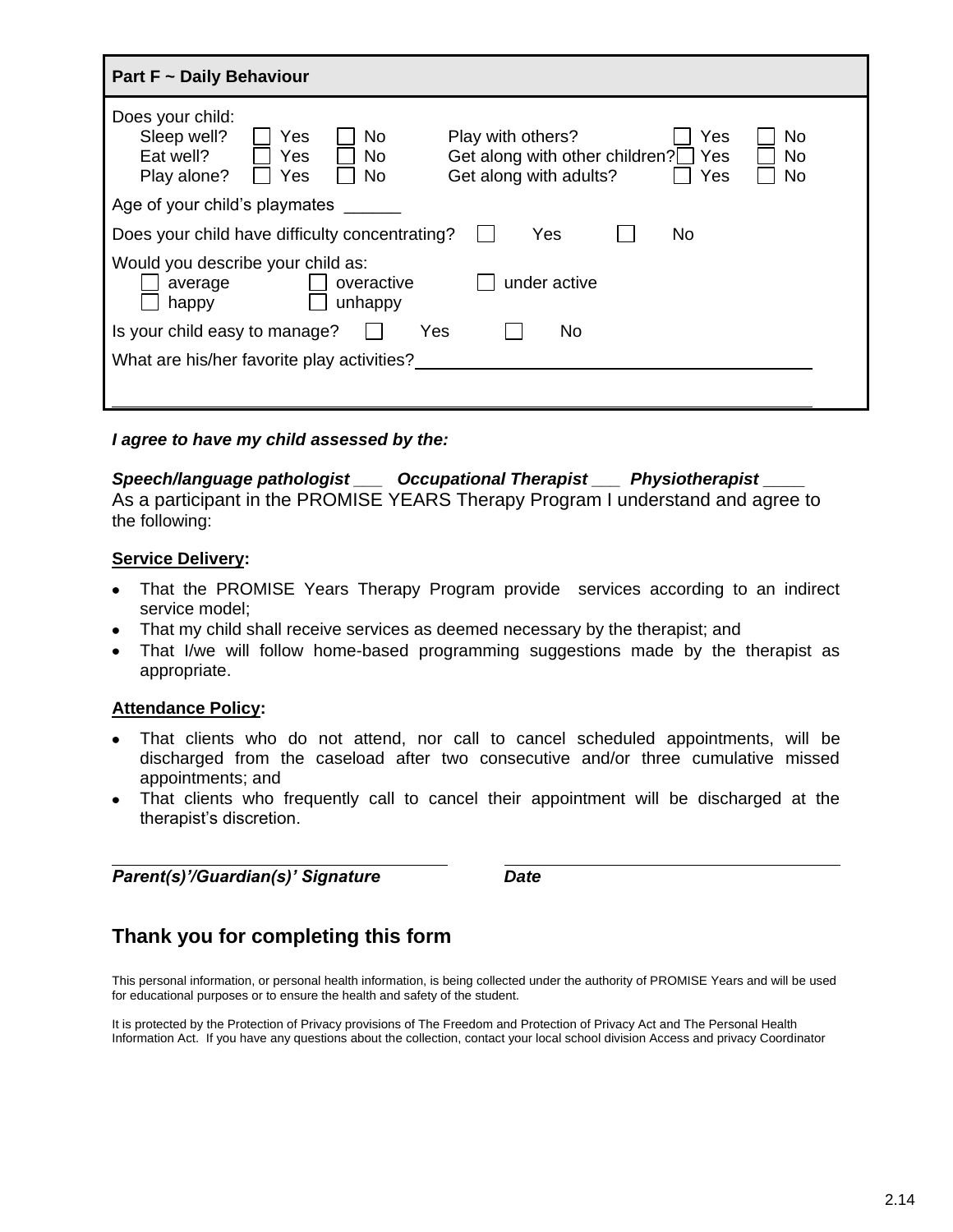## Part F ~ Daily Behaviour

Does your child:

| | | | | | |
|---|---|---|---|---|---|
| Sleep well? | ☐ Yes | ☐ No | Play with others? | ☐ Yes | ☐ No |
| Eat well? | ☐ Yes | ☐ No | Get along with other children? | ☐ Yes | ☐ No |
| Play alone? | ☐ Yes | ☐ No | Get along with adults? | ☐ Yes | ☐ No |

Age of your child's playmates ______

Does your child have difficulty concentrating? ☐ Yes ☐ No

Would you describe your child as:
☐ average ☐ overactive ☐ under active
☐ happy ☐ unhappy

Is your child easy to manage? ☐ Yes ☐ No

What are his/her favorite play activities? ________________________________________

________________________________________________________________________

***I agree to have my child assessed by the:***

***Speech/language pathologist ___ Occupational Therapist ___ Physiotherapist ____***

As a participant in the PROMISE YEARS Therapy Program I understand and agree to the following:

**Service Delivery:**

- That the PROMISE Years Therapy Program provide services according to an indirect service model;
- That my child shall receive services as deemed necessary by the therapist; and
- That I/we will follow home-based programming suggestions made by the therapist as appropriate.

**Attendance Policy:**

- That clients who do not attend, nor call to cancel scheduled appointments, will be discharged from the caseload after two consecutive and/or three cumulative missed appointments; and
- That clients who frequently call to cancel their appointment will be discharged at the therapist's discretion.

________________________________ ________________________________
***Parent(s)'/Guardian(s)' Signature*** ***Date***

## Thank you for completing this form

This personal information, or personal health information, is being collected under the authority of PROMISE Years and will be used for educational purposes or to ensure the health and safety of the student.

It is protected by the Protection of Privacy provisions of The Freedom and Protection of Privacy Act and The Personal Health Information Act. If you have any questions about the collection, contact your local school division Access and privacy Coordinator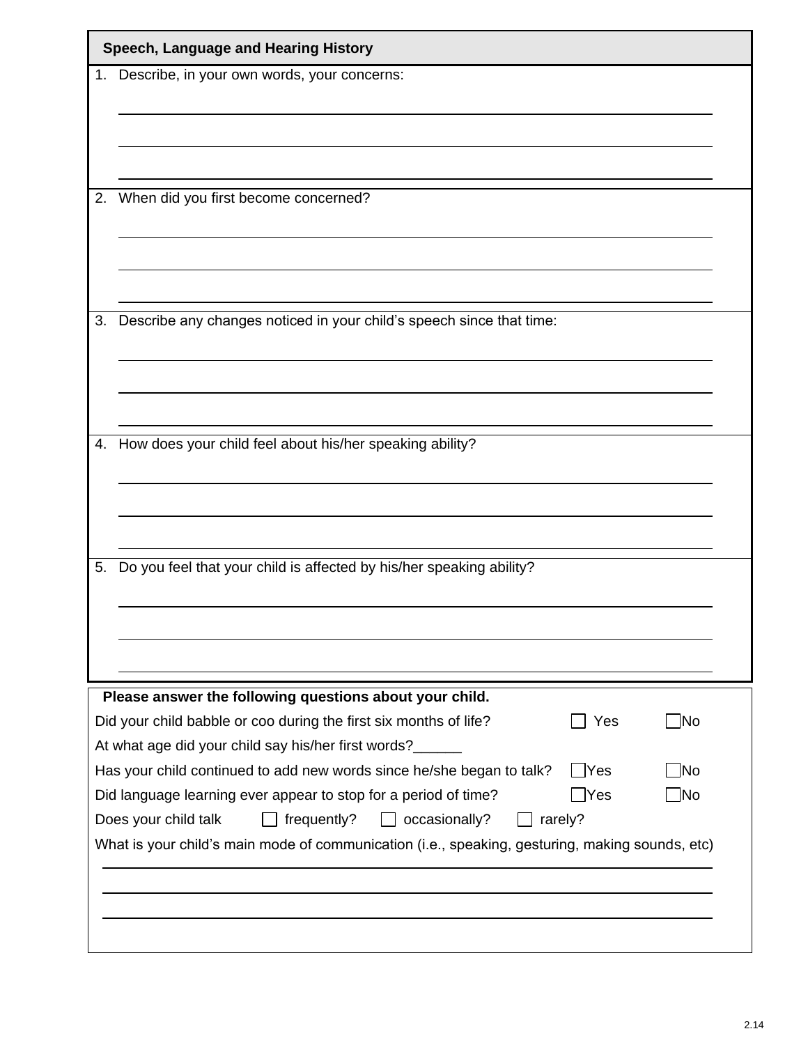## Speech, Language and Hearing History

1. Describe, in your own words, your concerns:

____________________________________________

____________________________________________

____________________________________________

2. When did you first become concerned?

____________________________________________

____________________________________________

____________________________________________

3. Describe any changes noticed in your child's speech since that time:

____________________________________________

____________________________________________

____________________________________________

4. How does your child feel about his/her speaking ability?

____________________________________________

____________________________________________

____________________________________________

5. Do you feel that your child is affected by his/her speaking ability?

____________________________________________

____________________________________________

____________________________________________

**Please answer the following questions about your child.**

Did your child babble or coo during the first six months of life? ☐ Yes ☐ No

At what age did your child say his/her first words?______

Has your child continued to add new words since he/she began to talk? ☐ Yes ☐ No

Did language learning ever appear to stop for a period of time? ☐ Yes ☐ No

Does your child talk ☐ frequently? ☐ occasionally? ☐ rarely?

What is your child's main mode of communication (i.e., speaking, gesturing, making sounds, etc)

____________________________________________

____________________________________________

____________________________________________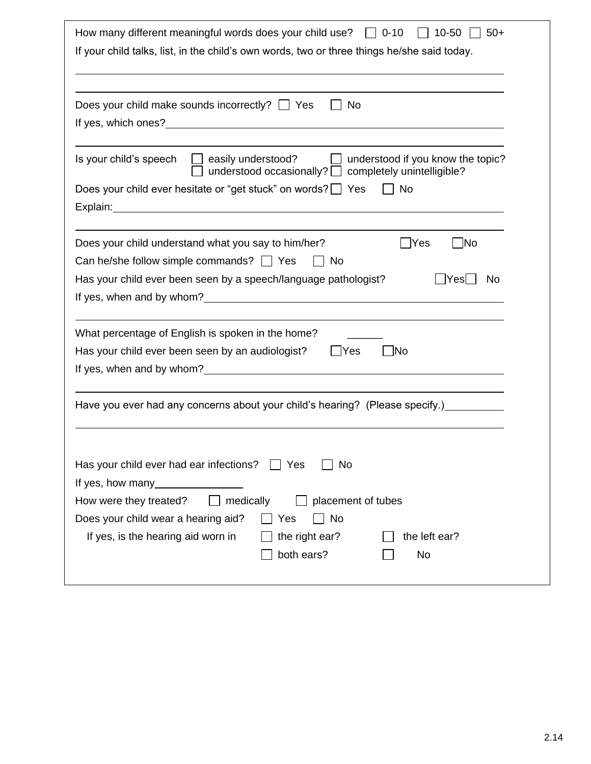How many different meaningful words does your child use? ☐ 0-10 ☐ 10-50 ☐ 50+

If your child talks, list, in the child's own words, two or three things he/she said today.

______________________________________________________________________

______________________________________________________________________

Does your child make sounds incorrectly? ☐ Yes ☐ No

If yes, which ones?___________________________________________________

______________________________________________________________________

Is your child's speech ☐ easily understood? ☐ understood if you know the topic? ☐ understood occasionally? ☐ completely unintelligible?

Does your child ever hesitate or "get stuck" on words? ☐ Yes ☐ No

Explain:_____________________________________________________________

______________________________________________________________________

Does your child understand what you say to him/her? ☐ Yes ☐ No

Can he/she follow simple commands? ☐ Yes ☐ No

Has your child ever been seen by a speech/language pathologist? ☐ Yes ☐ No

If yes, when and by whom?______________________________________________

______________________________________________________________________

What percentage of English is spoken in the home? ______

Has your child ever been seen by an audiologist? ☐ Yes ☐ No

If yes, when and by whom?______________________________________________

______________________________________________________________________

Have you ever had any concerns about your child's hearing? (Please specify.)__________

______________________________________________________________________

Has your child ever had ear infections? ☐ Yes ☐ No

If yes, how many_______________

How were they treated? ☐ medically ☐ placement of tubes

Does your child wear a hearing aid? ☐ Yes ☐ No

If yes, is the hearing aid worn in ☐ the right ear? ☐ the left ear? ☐ both ears? ☐ No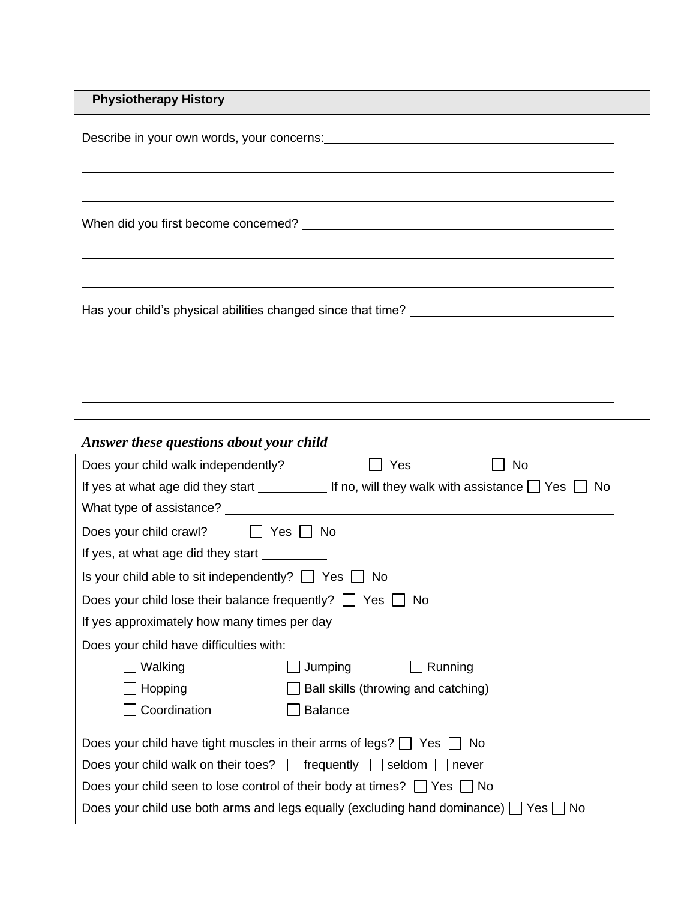## Physiotherapy History

Describe in your own words, your concerns: ______________________________

______________________________

______________________________

When did you first become concerned? ______________________________

______________________________

______________________________

Has your child's physical abilities changed since that time? ______________________________

______________________________

______________________________

______________________________

***Answer these questions about your child***

Does your child walk independently? ☐ Yes ☐ No

If yes at what age did they start __________ If no, will they walk with assistance ☐ Yes ☐ No

What type of assistance? ______________________________

Does your child crawl? ☐ Yes ☐ No

If yes, at what age did they start __________

Is your child able to sit independently? ☐ Yes ☐ No

Does your child lose their balance frequently? ☐ Yes ☐ No

If yes approximately how many times per day ______________

Does your child have difficulties with:

- ☐ Walking
- ☐ Jumping
- ☐ Running
- ☐ Hopping
- ☐ Ball skills (throwing and catching)
- ☐ Coordination
- ☐ Balance

Does your child have tight muscles in their arms of legs? ☐ Yes ☐ No

Does your child walk on their toes? ☐ frequently ☐ seldom ☐ never

Does your child seen to lose control of their body at times? ☐ Yes ☐ No

Does your child use both arms and legs equally (excluding hand dominance) ☐ Yes ☐ No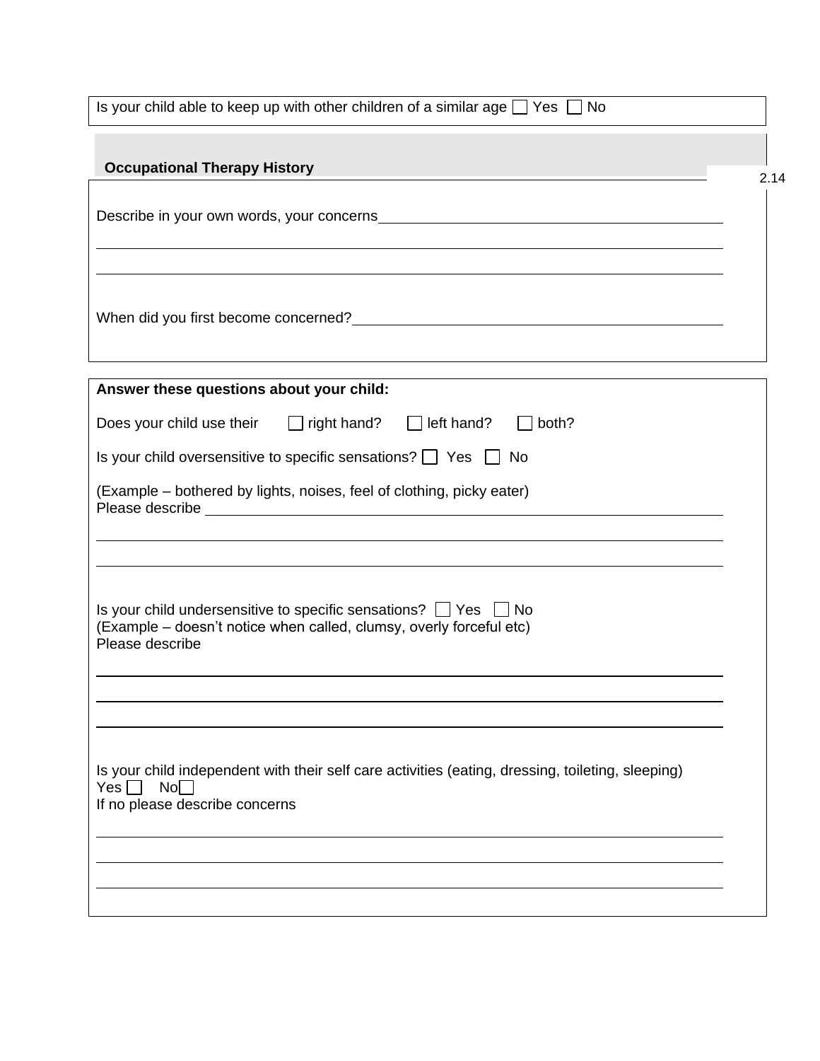Is your child able to keep up with other children of a similar age ☐ Yes ☐ No

## Occupational Therapy History

2.14

Describe in your own words, your concerns\_\_\_\_\_\_\_\_\_\_\_\_\_\_\_\_\_\_\_\_\_\_\_\_\_\_\_\_\_\_\_\_\_\_\_\_\_\_\_\_

\_\_\_\_\_\_\_\_\_\_\_\_\_\_\_\_\_\_\_\_\_\_\_\_\_\_\_\_\_\_\_\_\_\_\_\_\_\_\_\_\_\_\_\_\_\_\_\_\_\_\_\_\_\_\_\_\_\_\_\_\_\_\_\_\_\_\_\_\_\_\_\_\_\_

\_\_\_\_\_\_\_\_\_\_\_\_\_\_\_\_\_\_\_\_\_\_\_\_\_\_\_\_\_\_\_\_\_\_\_\_\_\_\_\_\_\_\_\_\_\_\_\_\_\_\_\_\_\_\_\_\_\_\_\_\_\_\_\_\_\_\_\_\_\_\_\_\_\_

When did you first become concerned?\_\_\_\_\_\_\_\_\_\_\_\_\_\_\_\_\_\_\_\_\_\_\_\_\_\_\_\_\_\_\_\_\_\_\_\_\_\_\_\_\_\_\_\_

**Answer these questions about your child:**

Does your child use their ☐ right hand? ☐ left hand? ☐ both?

Is your child oversensitive to specific sensations? ☐ Yes ☐ No

(Example – bothered by lights, noises, feel of clothing, picky eater)
Please describe \_\_\_\_\_\_\_\_\_\_\_\_\_\_\_\_\_\_\_\_\_\_\_\_\_\_\_\_\_\_\_\_\_\_\_\_\_\_\_\_\_\_\_\_\_\_\_\_\_\_\_\_\_\_\_\_\_\_\_

\_\_\_\_\_\_\_\_\_\_\_\_\_\_\_\_\_\_\_\_\_\_\_\_\_\_\_\_\_\_\_\_\_\_\_\_\_\_\_\_\_\_\_\_\_\_\_\_\_\_\_\_\_\_\_\_\_\_\_\_\_\_\_\_\_\_\_\_\_\_\_\_\_\_

\_\_\_\_\_\_\_\_\_\_\_\_\_\_\_\_\_\_\_\_\_\_\_\_\_\_\_\_\_\_\_\_\_\_\_\_\_\_\_\_\_\_\_\_\_\_\_\_\_\_\_\_\_\_\_\_\_\_\_\_\_\_\_\_\_\_\_\_\_\_\_\_\_\_

Is your child undersensitive to specific sensations? ☐ Yes ☐ No
(Example – doesn't notice when called, clumsy, overly forceful etc)
Please describe

\_\_\_\_\_\_\_\_\_\_\_\_\_\_\_\_\_\_\_\_\_\_\_\_\_\_\_\_\_\_\_\_\_\_\_\_\_\_\_\_\_\_\_\_\_\_\_\_\_\_\_\_\_\_\_\_\_\_\_\_\_\_\_\_\_\_\_\_\_\_\_\_\_\_

\_\_\_\_\_\_\_\_\_\_\_\_\_\_\_\_\_\_\_\_\_\_\_\_\_\_\_\_\_\_\_\_\_\_\_\_\_\_\_\_\_\_\_\_\_\_\_\_\_\_\_\_\_\_\_\_\_\_\_\_\_\_\_\_\_\_\_\_\_\_\_\_\_\_

\_\_\_\_\_\_\_\_\_\_\_\_\_\_\_\_\_\_\_\_\_\_\_\_\_\_\_\_\_\_\_\_\_\_\_\_\_\_\_\_\_\_\_\_\_\_\_\_\_\_\_\_\_\_\_\_\_\_\_\_\_\_\_\_\_\_\_\_\_\_\_\_\_\_

Is your child independent with their self care activities (eating, dressing, toileting, sleeping)
Yes ☐ No ☐
If no please describe concerns

\_\_\_\_\_\_\_\_\_\_\_\_\_\_\_\_\_\_\_\_\_\_\_\_\_\_\_\_\_\_\_\_\_\_\_\_\_\_\_\_\_\_\_\_\_\_\_\_\_\_\_\_\_\_\_\_\_\_\_\_\_\_\_\_\_\_\_\_\_\_\_\_\_\_

\_\_\_\_\_\_\_\_\_\_\_\_\_\_\_\_\_\_\_\_\_\_\_\_\_\_\_\_\_\_\_\_\_\_\_\_\_\_\_\_\_\_\_\_\_\_\_\_\_\_\_\_\_\_\_\_\_\_\_\_\_\_\_\_\_\_\_\_\_\_\_\_\_\_

\_\_\_\_\_\_\_\_\_\_\_\_\_\_\_\_\_\_\_\_\_\_\_\_\_\_\_\_\_\_\_\_\_\_\_\_\_\_\_\_\_\_\_\_\_\_\_\_\_\_\_\_\_\_\_\_\_\_\_\_\_\_\_\_\_\_\_\_\_\_\_\_\_\_